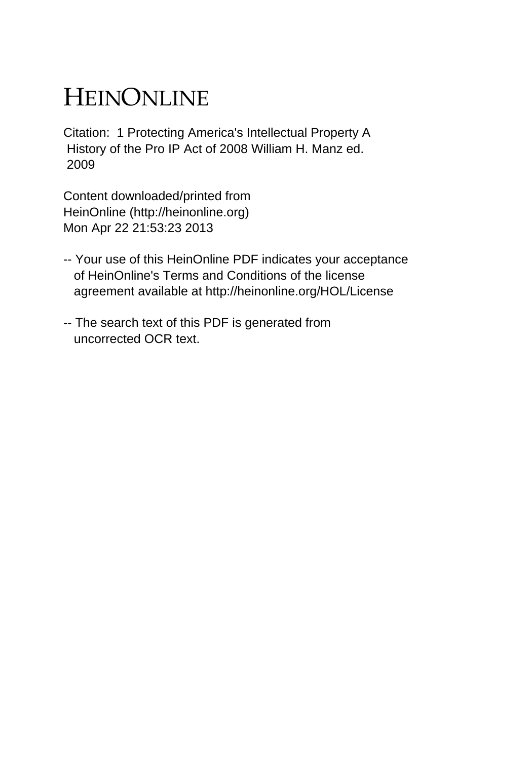# HEINONLINE

Citation: 1 Protecting America's Intellectual Property A History of the Pro IP Act of 2008 William H. Manz ed. 2009

Content downloaded/printed from HeinOnline (http://heinonline.org) Mon Apr 22 21:53:23 2013

- Your use of this HeinOnline PDF indicates your acceptance of HeinOnline's Terms and Conditions of the license agreement available at http://heinonline.org/HOL/License

- The search text of this PDF is generated from uncorrected OCR text.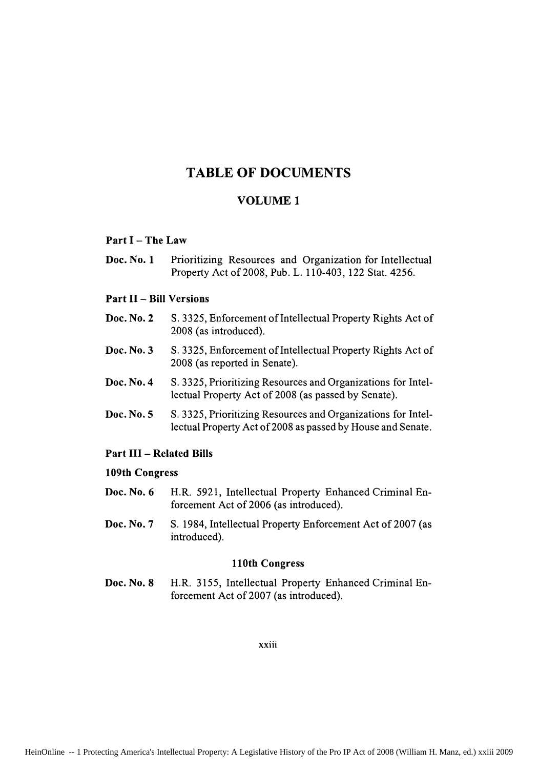# TABLE OF DOCUMENTS

## VOLUME 1

### Part I – The Law

**Doc. No. 1** Prioritizing Resources and Organization for Intellectual Property Act of 2008, Pub. L. 110-403, 122 Stat. 4256.

### Part II – Bill Versions

**Doc. No. 2** S. 3325, Enforcement of Intellectual Property Rights Act of 2008 (as introduced).

**Doc. No. 3** S. 3325, Enforcement of Intellectual Property Rights Act of 2008 (as reported in Senate).

**Doc. No. 4** S. 3325, Prioritizing Resources and Organizations for Intellectual Property Act of 2008 (as passed by Senate).

**Doc. No. 5** S. 3325, Prioritizing Resources and Organizations for Intellectual Property Act of 2008 as passed by House and Senate.

### Part III – Related Bills

#### 109th Congress

**Doc. No. 6** H.R. 5921, Intellectual Property Enhanced Criminal Enforcement Act of 2006 (as introduced).

**Doc. No. 7** S. 1984, Intellectual Property Enforcement Act of 2007 (as introduced).

#### 110th Congress

**Doc. No. 8** H.R. 3155, Intellectual Property Enhanced Criminal Enforcement Act of 2007 (as introduced).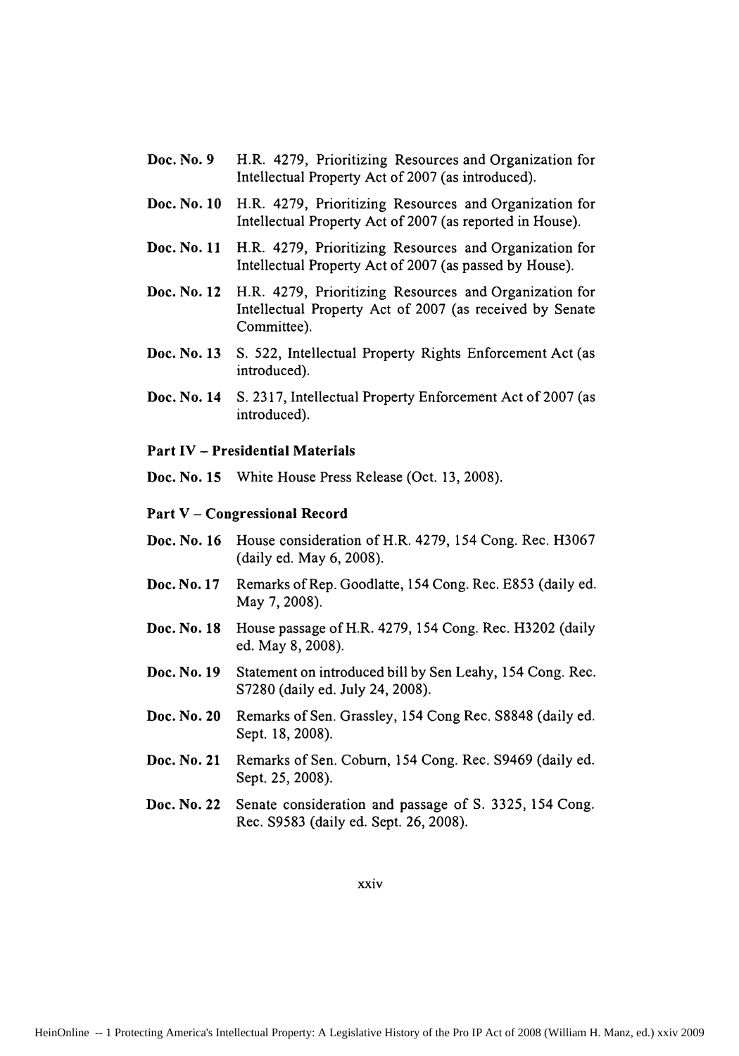**Doc. No. 9** H.R. 4279, Prioritizing Resources and Organization for Intellectual Property Act of 2007 (as introduced).

**Doc. No. 10** H.R. 4279, Prioritizing Resources and Organization for Intellectual Property Act of 2007 (as reported in House).

**Doc. No. 11** H.R. 4279, Prioritizing Resources and Organization for Intellectual Property Act of 2007 (as passed by House).

**Doc. No. 12** H.R. 4279, Prioritizing Resources and Organization for Intellectual Property Act of 2007 (as received by Senate Committee).

**Doc. No. 13** S. 522, Intellectual Property Rights Enforcement Act (as introduced).

**Doc. No. 14** S. 2317, Intellectual Property Enforcement Act of 2007 (as introduced).

**Part IV – Presidential Materials**

**Doc. No. 15** White House Press Release (Oct. 13, 2008).

**Part V – Congressional Record**

**Doc. No. 16** House consideration of H.R. 4279, 154 Cong. Rec. H3067 (daily ed. May 6, 2008).

**Doc. No. 17** Remarks of Rep. Goodlatte, 154 Cong. Rec. E853 (daily ed. May 7, 2008).

**Doc. No. 18** House passage of H.R. 4279, 154 Cong. Rec. H3202 (daily ed. May 8, 2008).

**Doc. No. 19** Statement on introduced bill by Sen Leahy, 154 Cong. Rec. S7280 (daily ed. July 24, 2008).

**Doc. No. 20** Remarks of Sen. Grassley, 154 Cong Rec. S8848 (daily ed. Sept. 18, 2008).

**Doc. No. 21** Remarks of Sen. Coburn, 154 Cong. Rec. S9469 (daily ed. Sept. 25, 2008).

**Doc. No. 22** Senate consideration and passage of S. 3325, 154 Cong. Rec. S9583 (daily ed. Sept. 26, 2008).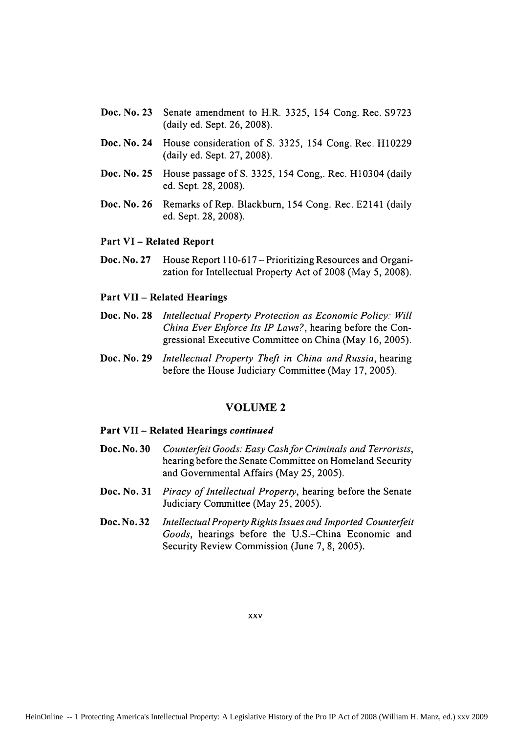**Doc. No. 23** Senate amendment to H.R. 3325, 154 Cong. Rec. S9723 (daily ed. Sept. 26, 2008).

**Doc. No. 24** House consideration of S. 3325, 154 Cong. Rec. H10229 (daily ed. Sept. 27, 2008).

**Doc. No. 25** House passage of S. 3325, 154 Cong,. Rec. H10304 (daily ed. Sept. 28, 2008).

**Doc. No. 26** Remarks of Rep. Blackburn, 154 Cong. Rec. E2141 (daily ed. Sept. 28, 2008).

### Part VI – Related Report

**Doc. No. 27** House Report 110-617 – Prioritizing Resources and Organization for Intellectual Property Act of 2008 (May 5, 2008).

### Part VII – Related Hearings

**Doc. No. 28** *Intellectual Property Protection as Economic Policy: Will China Ever Enforce Its IP Laws?*, hearing before the Congressional Executive Committee on China (May 16, 2005).

**Doc. No. 29** *Intellectual Property Theft in China and Russia*, hearing before the House Judiciary Committee (May 17, 2005).

## VOLUME 2

### Part VII – Related Hearings *continued*

**Doc. No. 30** *Counterfeit Goods: Easy Cash for Criminals and Terrorists*, hearing before the Senate Committee on Homeland Security and Governmental Affairs (May 25, 2005).

**Doc. No. 31** *Piracy of Intellectual Property*, hearing before the Senate Judiciary Committee (May 25, 2005).

**Doc. No. 32** *Intellectual Property Rights Issues and Imported Counterfeit Goods*, hearings before the U.S.–China Economic and Security Review Commission (June 7, 8, 2005).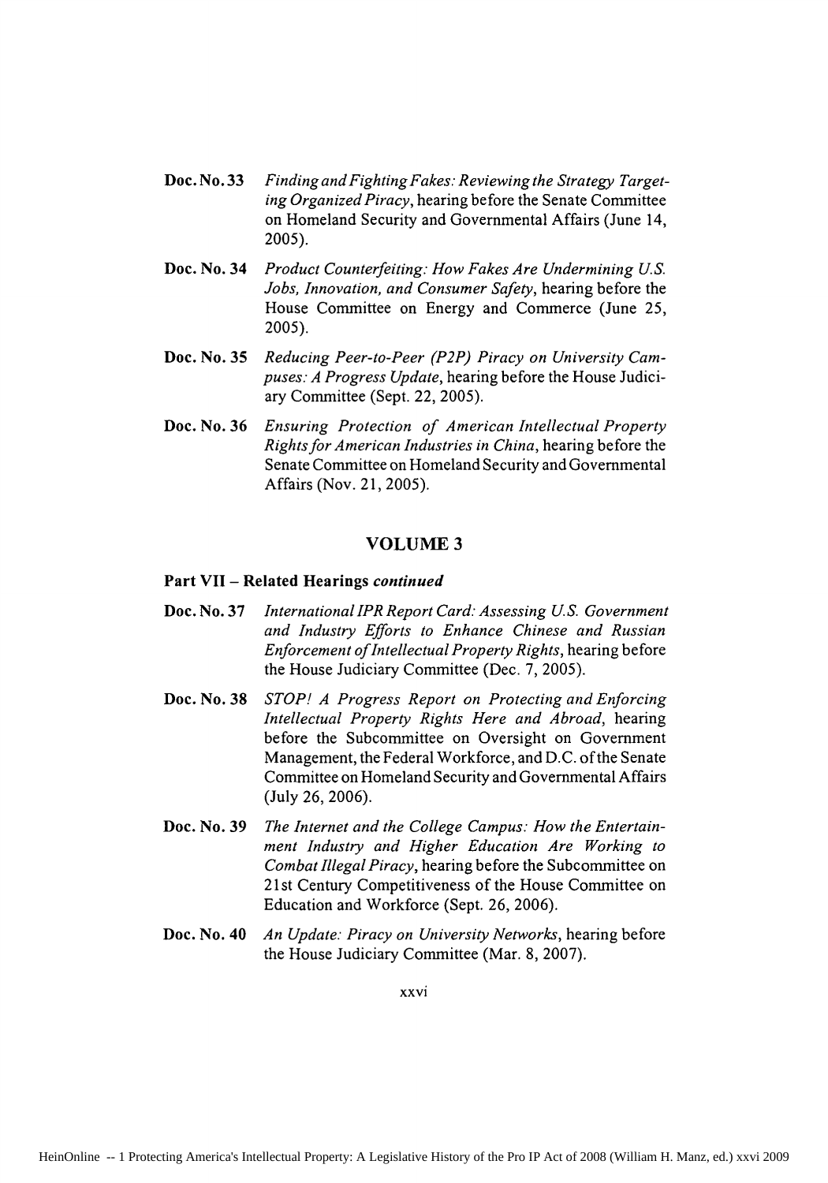**Doc. No. 33** *Finding and Fighting Fakes: Reviewing the Strategy Targeting Organized Piracy*, hearing before the Senate Committee on Homeland Security and Governmental Affairs (June 14, 2005).

**Doc. No. 34** *Product Counterfeiting: How Fakes Are Undermining U.S. Jobs, Innovation, and Consumer Safety*, hearing before the House Committee on Energy and Commerce (June 25, 2005).

**Doc. No. 35** *Reducing Peer-to-Peer (P2P) Piracy on University Campuses: A Progress Update*, hearing before the House Judiciary Committee (Sept. 22, 2005).

**Doc. No. 36** *Ensuring Protection of American Intellectual Property Rights for American Industries in China*, hearing before the Senate Committee on Homeland Security and Governmental Affairs (Nov. 21, 2005).

## VOLUME 3

**Part VII – Related Hearings** ***continued***

**Doc. No. 37** *International IPR Report Card: Assessing U.S. Government and Industry Efforts to Enhance Chinese and Russian Enforcement of Intellectual Property Rights*, hearing before the House Judiciary Committee (Dec. 7, 2005).

**Doc. No. 38** *STOP! A Progress Report on Protecting and Enforcing Intellectual Property Rights Here and Abroad*, hearing before the Subcommittee on Oversight on Government Management, the Federal Workforce, and D.C. of the Senate Committee on Homeland Security and Governmental Affairs (July 26, 2006).

**Doc. No. 39** *The Internet and the College Campus: How the Entertainment Industry and Higher Education Are Working to Combat Illegal Piracy*, hearing before the Subcommittee on 21st Century Competitiveness of the House Committee on Education and Workforce (Sept. 26, 2006).

**Doc. No. 40** *An Update: Piracy on University Networks*, hearing before the House Judiciary Committee (Mar. 8, 2007).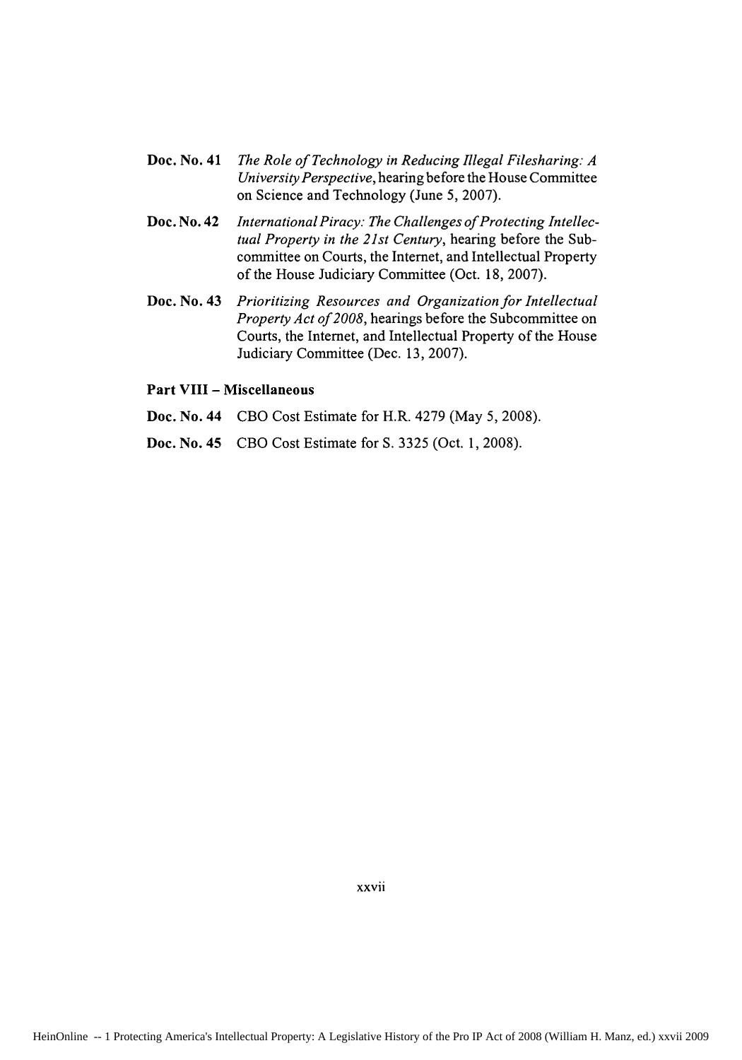**Doc. No. 41** *The Role of Technology in Reducing Illegal Filesharing: A University Perspective*, hearing before the House Committee on Science and Technology (June 5, 2007).

**Doc. No. 42** *International Piracy: The Challenges of Protecting Intellectual Property in the 21st Century*, hearing before the Subcommittee on Courts, the Internet, and Intellectual Property of the House Judiciary Committee (Oct. 18, 2007).

**Doc. No. 43** *Prioritizing Resources and Organization for Intellectual Property Act of 2008*, hearings before the Subcommittee on Courts, the Internet, and Intellectual Property of the House Judiciary Committee (Dec. 13, 2007).

**Part VIII – Miscellaneous**

**Doc. No. 44** CBO Cost Estimate for H.R. 4279 (May 5, 2008).

**Doc. No. 45** CBO Cost Estimate for S. 3325 (Oct. 1, 2008).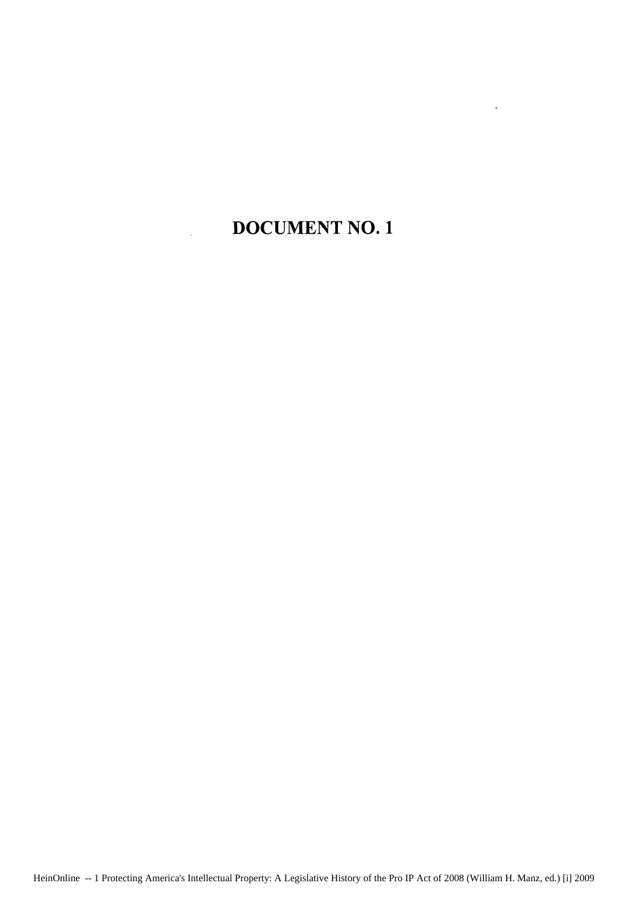# DOCUMENT NO. 1